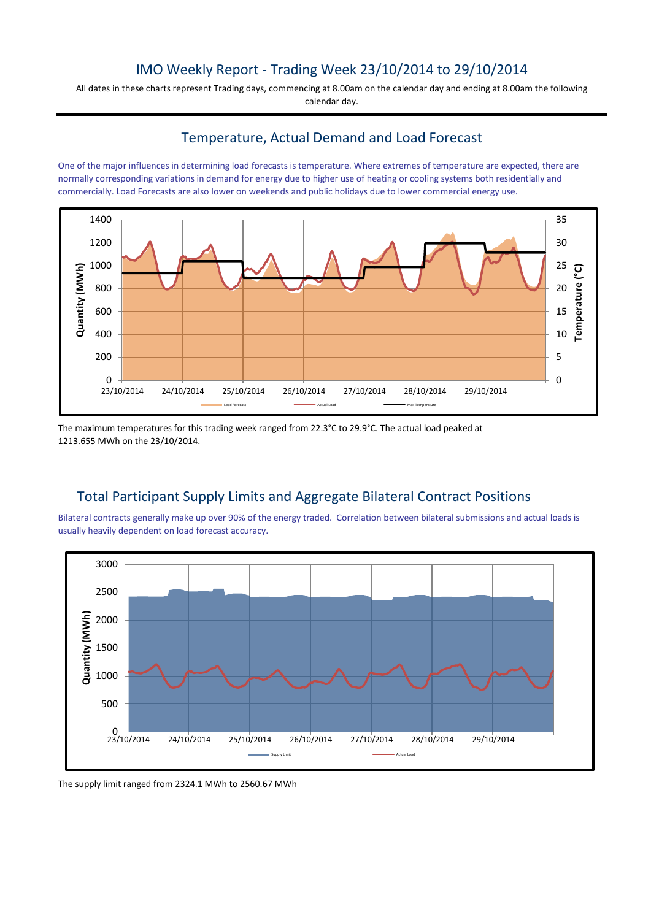# IMO Weekly Report - Trading Week 23/10/2014 to 29/10/2014

All dates in these charts represent Trading days, commencing at 8.00am on the calendar day and ending at 8.00am the following calendar day.

## Temperature, Actual Demand and Load Forecast

One of the major influences in determining load forecasts is temperature. Where extremes of temperature are expected, there are normally corresponding variations in demand for energy due to higher use of heating or cooling systems both residentially and commercially. Load Forecasts are also lower on weekends and public holidays due to lower commercial energy use.

Quantity (MWh)
1400
1200
1000
800
600
400
200
0
Temperature (°C)
35
30
25
20
15
10
5
0
23/10/2014
24/10/2014
25/10/2014
26/10/2014
27/10/2014
28/10/2014
29/10/2014
Load Forecast
Actual Load
Max Temperature

The maximum temperatures for this trading week ranged from 22.3°C to 29.9°C. The actual load peaked at 1213.655 MWh on the 23/10/2014.

## Total Participant Supply Limits and Aggregate Bilateral Contract Positions

Bilateral contracts generally make up over 90% of the energy traded. Correlation between bilateral submissions and actual loads is usually heavily dependent on load forecast accuracy.

Quantity (MWh)
3000
2500
2000
1500
1000
500
0
23/10/2014
24/10/2014
25/10/2014
26/10/2014
27/10/2014
28/10/2014
29/10/2014
Supply Limit
Actual Load

The supply limit ranged from 2324.1 MWh to 2560.67 MWh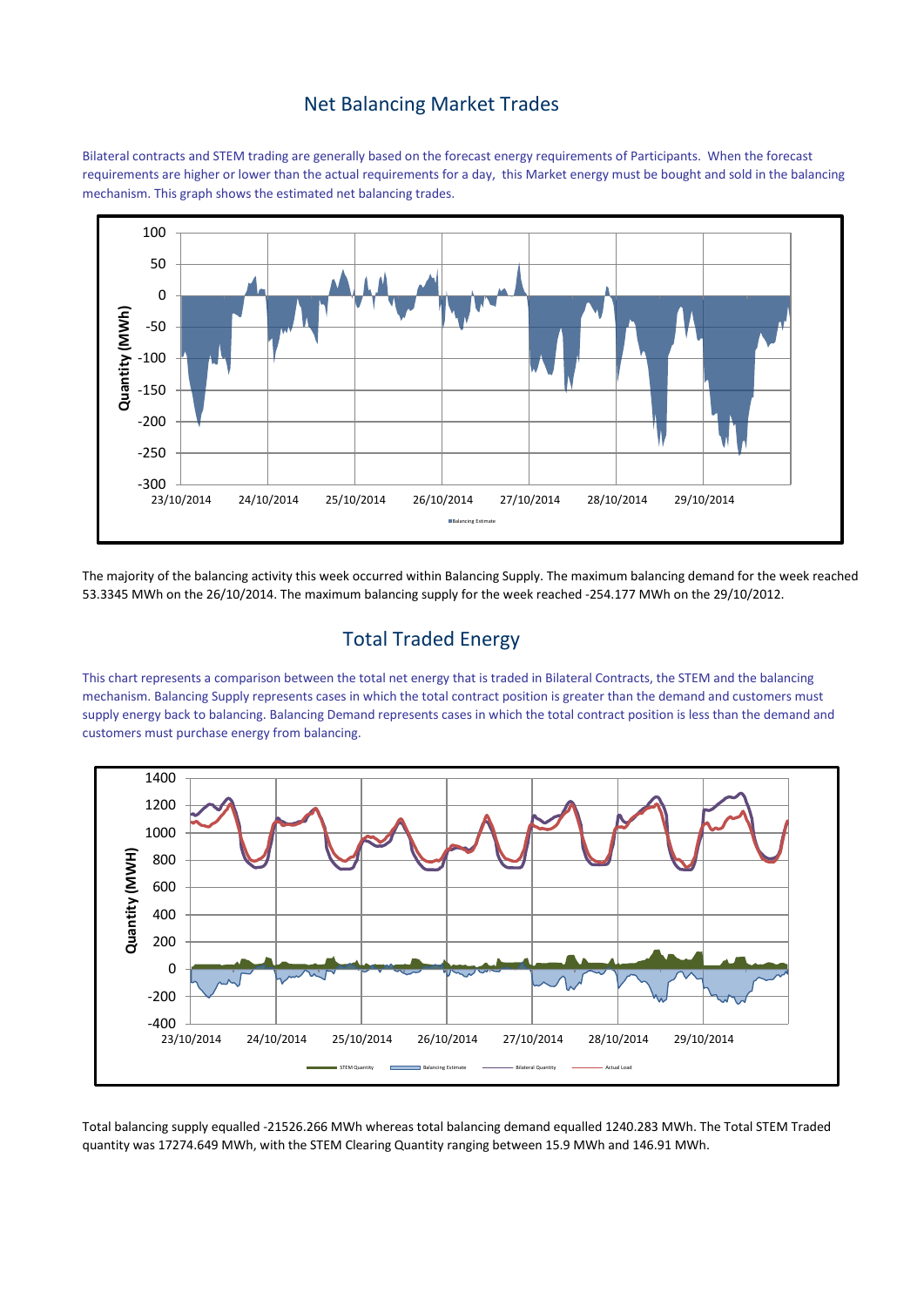# Net Balancing Market Trades

Bilateral contracts and STEM trading are generally based on the forecast energy requirements of Participants. When the forecast requirements are higher or lower than the actual requirements for a day, this Market energy must be bought and sold in the balancing mechanism. This graph shows the estimated net balancing trades.

Quantity (MWh)

100
50
0
-50
-100
-150
-200
-250
-300

23/10/2014 24/10/2014 25/10/2014 26/10/2014 27/10/2014 28/10/2014 29/10/2014

Balancing Estimate

The majority of the balancing activity this week occurred within Balancing Supply. The maximum balancing demand for the week reached 53.3345 MWh on the 26/10/2014. The maximum balancing supply for the week reached -254.177 MWh on the 29/10/2012.

# Total Traded Energy

This chart represents a comparison between the total net energy that is traded in Bilateral Contracts, the STEM and the balancing mechanism. Balancing Supply represents cases in which the total contract position is greater than the demand and customers must supply energy back to balancing. Balancing Demand represents cases in which the total contract position is less than the demand and customers must purchase energy from balancing.

Quantity (MWH)

1400
1200
1000
800
600
400
200
0
-200
-400

23/10/2014 24/10/2014 25/10/2014 26/10/2014 27/10/2014 28/10/2014 29/10/2014

STEM Quantity Balancing Estimate Bilateral Quantity Actual Load

Total balancing supply equalled -21526.266 MWh whereas total balancing demand equalled 1240.283 MWh. The Total STEM Traded quantity was 17274.649 MWh, with the STEM Clearing Quantity ranging between 15.9 MWh and 146.91 MWh.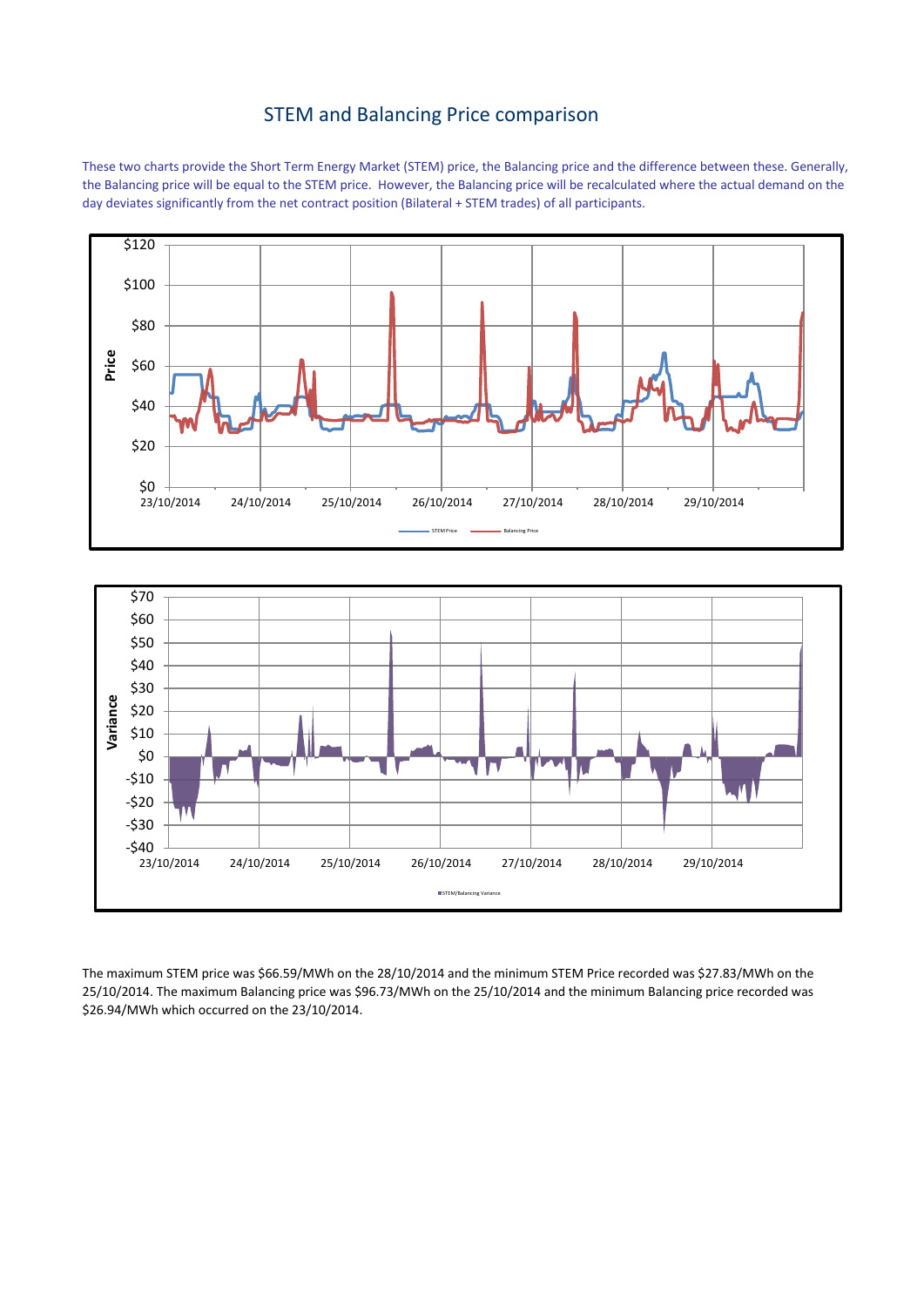# STEM and Balancing Price comparison

These two charts provide the Short Term Energy Market (STEM) price, the Balancing price and the difference between these. Generally, the Balancing price will be equal to the STEM price. However, the Balancing price will be recalculated where the actual demand on the day deviates significantly from the net contract position (Bilateral + STEM trades) of all participants.

Price

$120
$100
$80
$60
$40
$20
$0

23/10/2014 24/10/2014 25/10/2014 26/10/2014 27/10/2014 28/10/2014 29/10/2014

STEM Price
Balancing Price

Variance

$70
$60
$50
$40
$30
$20
$10
$0
-$10
-$20
-$30
-$40

23/10/2014 24/10/2014 25/10/2014 26/10/2014 27/10/2014 28/10/2014 29/10/2014

STEM/Balancing Variance

The maximum STEM price was $66.59/MWh on the 28/10/2014 and the minimum STEM Price recorded was $27.83/MWh on the 25/10/2014. The maximum Balancing price was $96.73/MWh on the 25/10/2014 and the minimum Balancing price recorded was $26.94/MWh which occurred on the 23/10/2014.